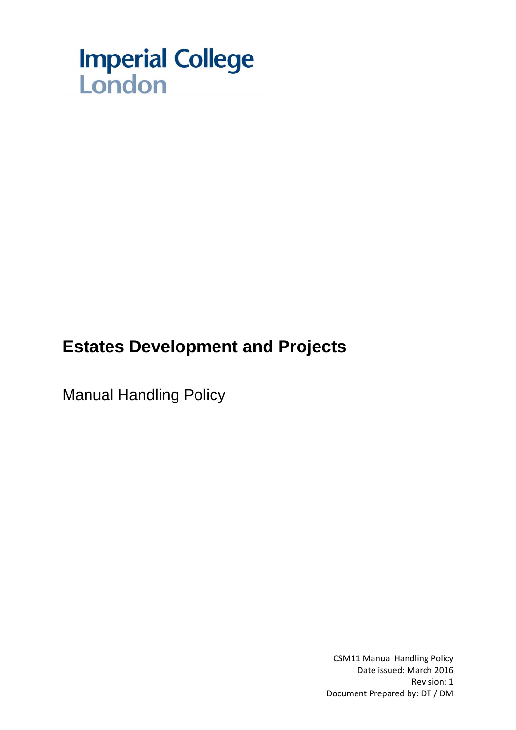Imperial College London

# Estates Development and Projects

## Manual Handling Policy

CSM11 Manual Handling Policy
Date issued: March 2016
Revision: 1
Document Prepared by: DT / DM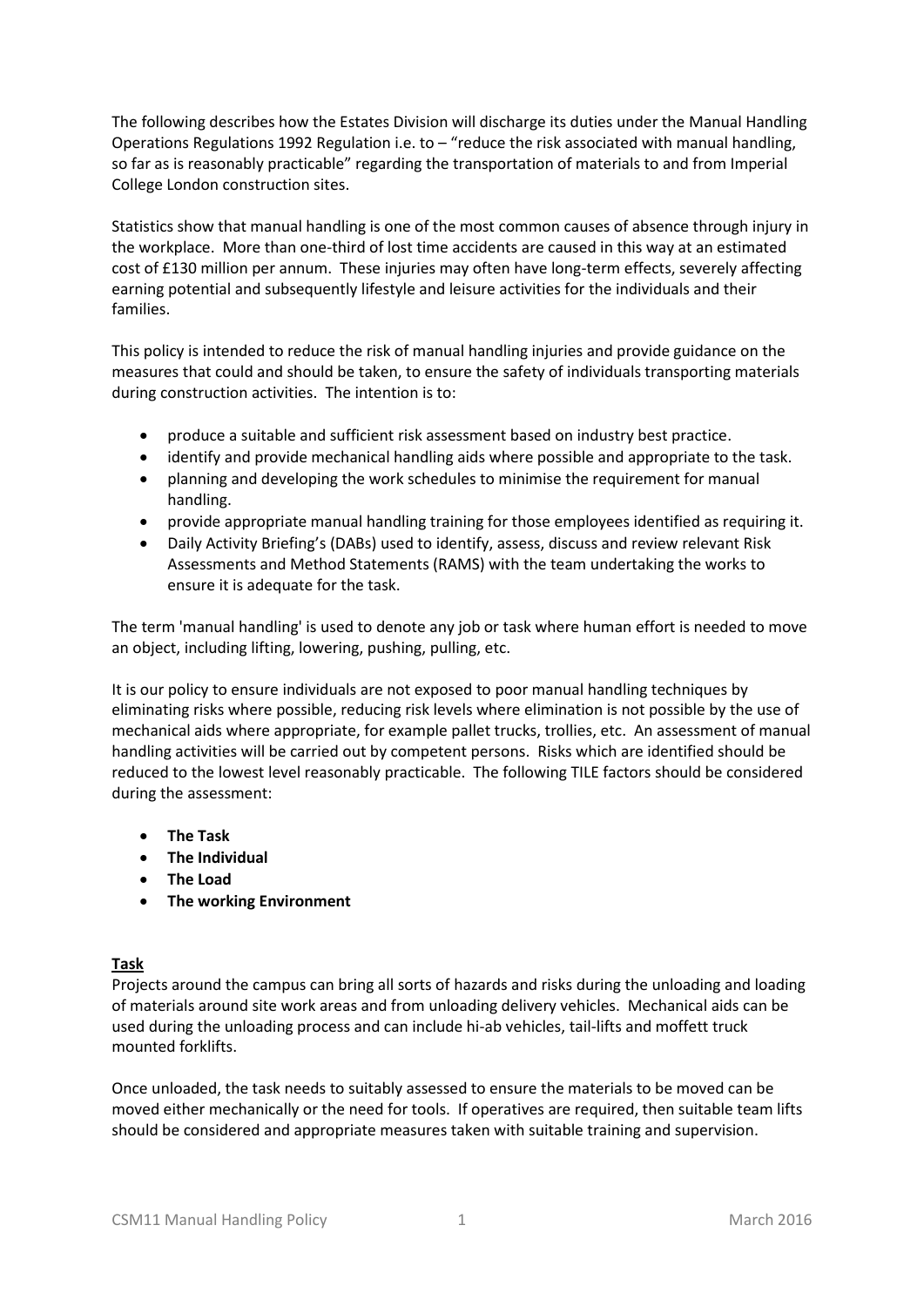The following describes how the Estates Division will discharge its duties under the Manual Handling Operations Regulations 1992 Regulation i.e. to – "reduce the risk associated with manual handling, so far as is reasonably practicable" regarding the transportation of materials to and from Imperial College London construction sites.

Statistics show that manual handling is one of the most common causes of absence through injury in the workplace. More than one-third of lost time accidents are caused in this way at an estimated cost of £130 million per annum. These injuries may often have long-term effects, severely affecting earning potential and subsequently lifestyle and leisure activities for the individuals and their families.

This policy is intended to reduce the risk of manual handling injuries and provide guidance on the measures that could and should be taken, to ensure the safety of individuals transporting materials during construction activities. The intention is to:

- produce a suitable and sufficient risk assessment based on industry best practice.
- identify and provide mechanical handling aids where possible and appropriate to the task.
- planning and developing the work schedules to minimise the requirement for manual handling.
- provide appropriate manual handling training for those employees identified as requiring it.
- Daily Activity Briefing's (DABs) used to identify, assess, discuss and review relevant Risk Assessments and Method Statements (RAMS) with the team undertaking the works to ensure it is adequate for the task.

The term 'manual handling' is used to denote any job or task where human effort is needed to move an object, including lifting, lowering, pushing, pulling, etc.

It is our policy to ensure individuals are not exposed to poor manual handling techniques by eliminating risks where possible, reducing risk levels where elimination is not possible by the use of mechanical aids where appropriate, for example pallet trucks, trollies, etc. An assessment of manual handling activities will be carried out by competent persons. Risks which are identified should be reduced to the lowest level reasonably practicable. The following TILE factors should be considered during the assessment:

- **The Task**
- **The Individual**
- **The Load**
- **The working Environment**

**Task**

Projects around the campus can bring all sorts of hazards and risks during the unloading and loading of materials around site work areas and from unloading delivery vehicles. Mechanical aids can be used during the unloading process and can include hi-ab vehicles, tail-lifts and moffett truck mounted forklifts.

Once unloaded, the task needs to suitably assessed to ensure the materials to be moved can be moved either mechanically or the need for tools. If operatives are required, then suitable team lifts should be considered and appropriate measures taken with suitable training and supervision.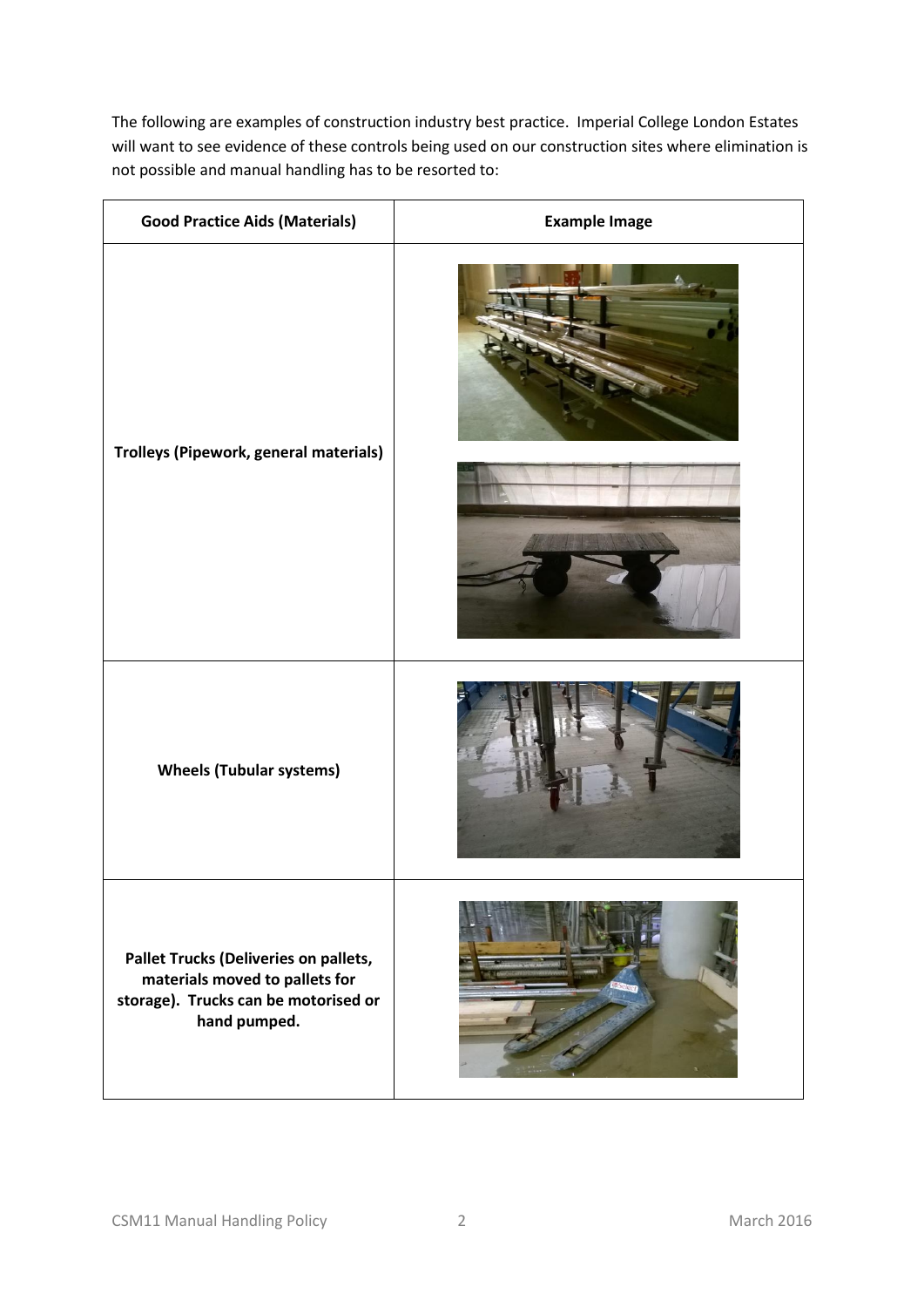The following are examples of construction industry best practice. Imperial College London Estates will want to see evidence of these controls being used on our construction sites where elimination is not possible and manual handling has to be resorted to:

| Good Practice Aids (Materials) | Example Image |
| --- | --- |
| **Trolleys (Pipework, general materials)** | |
| **Wheels (Tubular systems)** | |
| **Pallet Trucks (Deliveries on pallets, materials moved to pallets for storage). Trucks can be motorised or hand pumped.** | |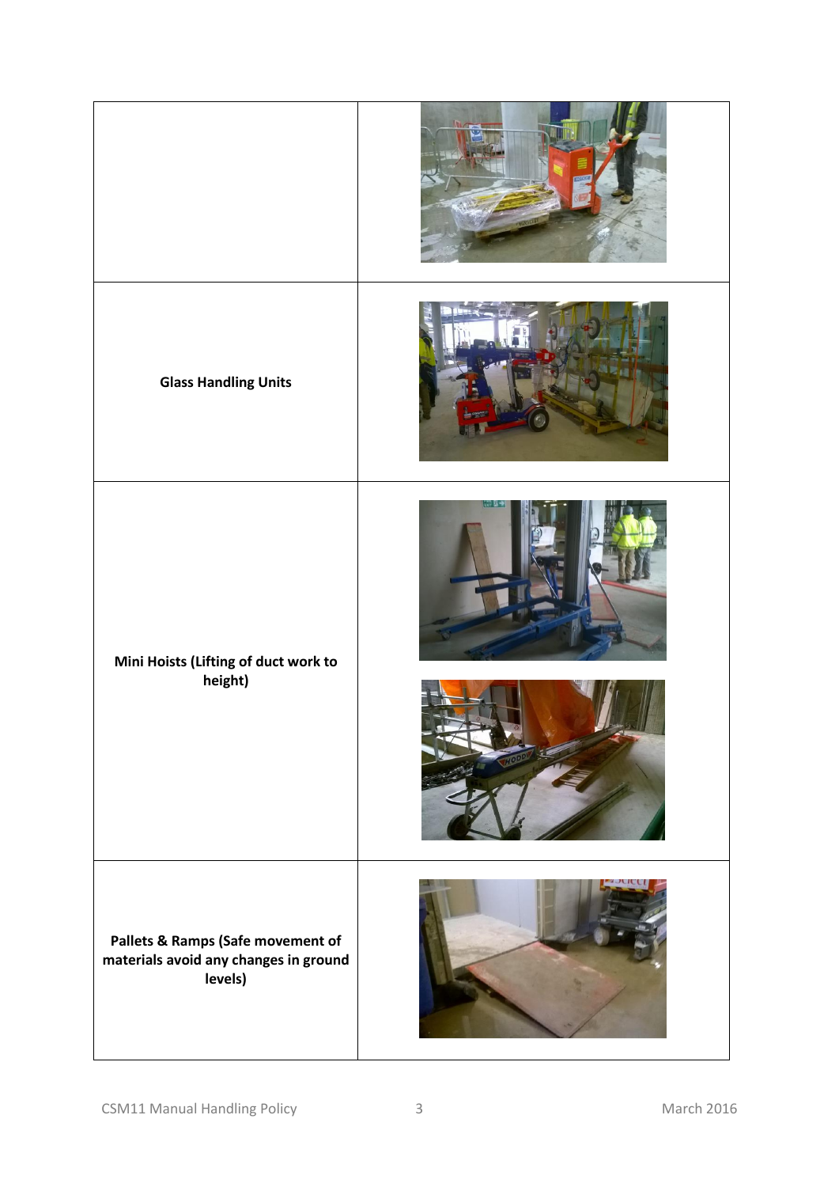| | |
|---|---|
| | |
| **Glass Handling Units** | |
| **Mini Hoists (Lifting of duct work to height)** | |
| **Pallets & Ramps (Safe movement of materials avoid any changes in ground levels)** | |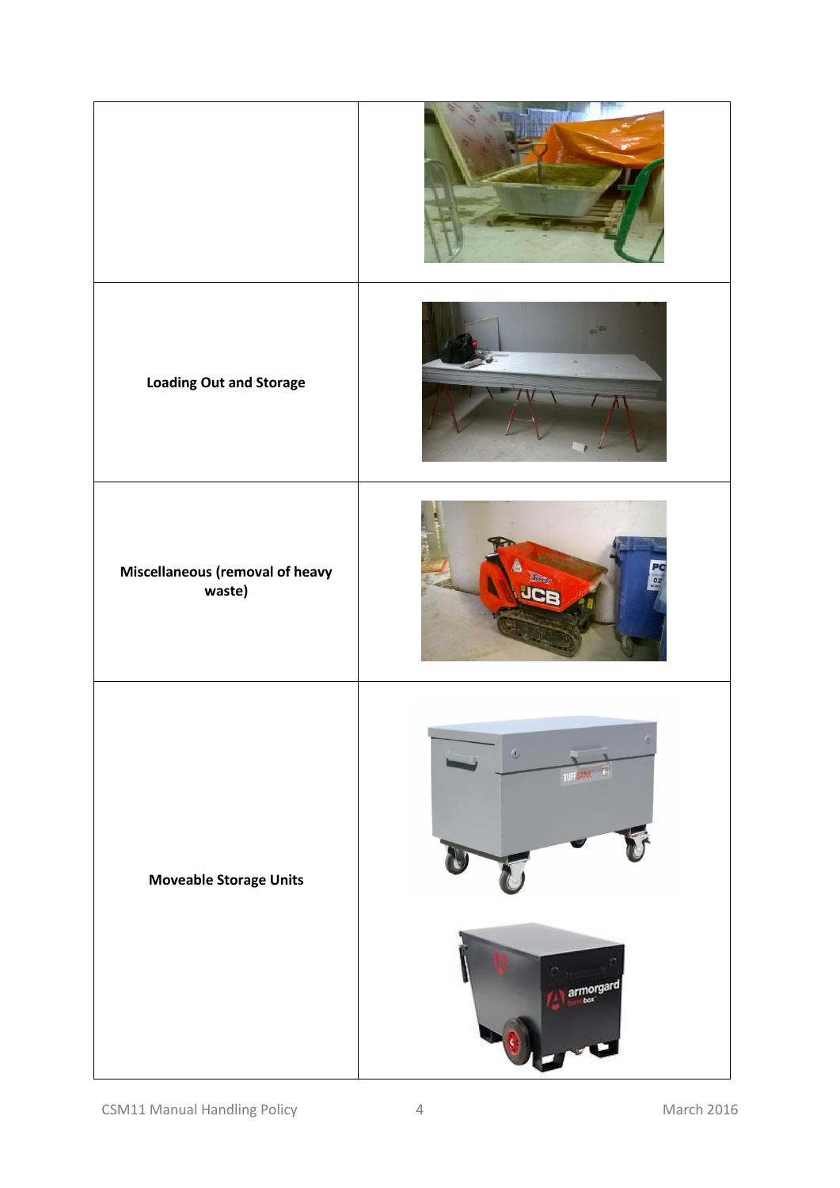| | |
|---|---|
| | |
| **Loading Out and Storage** | |
| **Miscellaneous (removal of heavy waste)** | |
| **Moveable Storage Units** | |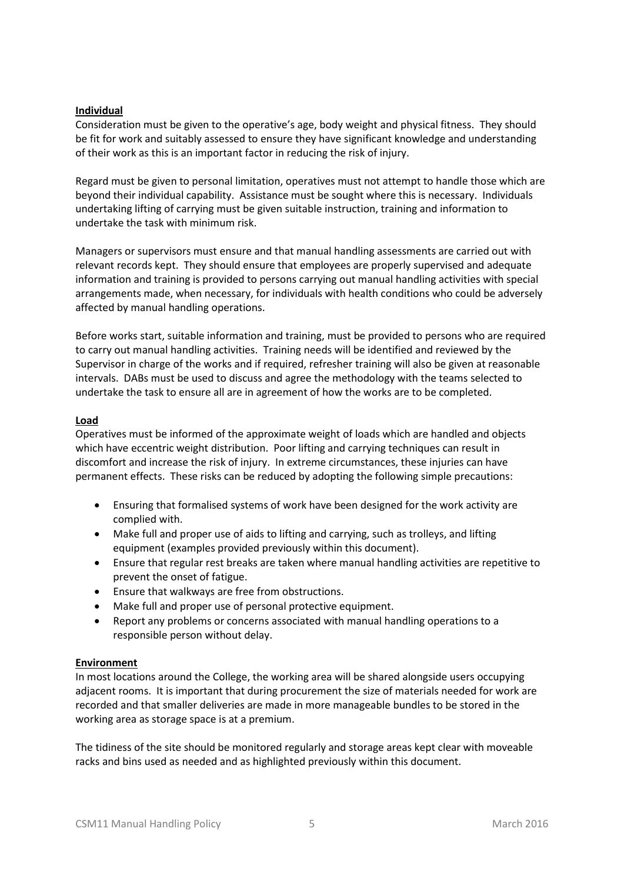**Individual**

Consideration must be given to the operative's age, body weight and physical fitness. They should be fit for work and suitably assessed to ensure they have significant knowledge and understanding of their work as this is an important factor in reducing the risk of injury.

Regard must be given to personal limitation, operatives must not attempt to handle those which are beyond their individual capability. Assistance must be sought where this is necessary. Individuals undertaking lifting of carrying must be given suitable instruction, training and information to undertake the task with minimum risk.

Managers or supervisors must ensure and that manual handling assessments are carried out with relevant records kept. They should ensure that employees are properly supervised and adequate information and training is provided to persons carrying out manual handling activities with special arrangements made, when necessary, for individuals with health conditions who could be adversely affected by manual handling operations.

Before works start, suitable information and training, must be provided to persons who are required to carry out manual handling activities. Training needs will be identified and reviewed by the Supervisor in charge of the works and if required, refresher training will also be given at reasonable intervals. DABs must be used to discuss and agree the methodology with the teams selected to undertake the task to ensure all are in agreement of how the works are to be completed.

**Load**

Operatives must be informed of the approximate weight of loads which are handled and objects which have eccentric weight distribution. Poor lifting and carrying techniques can result in discomfort and increase the risk of injury. In extreme circumstances, these injuries can have permanent effects. These risks can be reduced by adopting the following simple precautions:

- Ensuring that formalised systems of work have been designed for the work activity are complied with.
- Make full and proper use of aids to lifting and carrying, such as trolleys, and lifting equipment (examples provided previously within this document).
- Ensure that regular rest breaks are taken where manual handling activities are repetitive to prevent the onset of fatigue.
- Ensure that walkways are free from obstructions.
- Make full and proper use of personal protective equipment.
- Report any problems or concerns associated with manual handling operations to a responsible person without delay.

**Environment**

In most locations around the College, the working area will be shared alongside users occupying adjacent rooms. It is important that during procurement the size of materials needed for work are recorded and that smaller deliveries are made in more manageable bundles to be stored in the working area as storage space is at a premium.

The tidiness of the site should be monitored regularly and storage areas kept clear with moveable racks and bins used as needed and as highlighted previously within this document.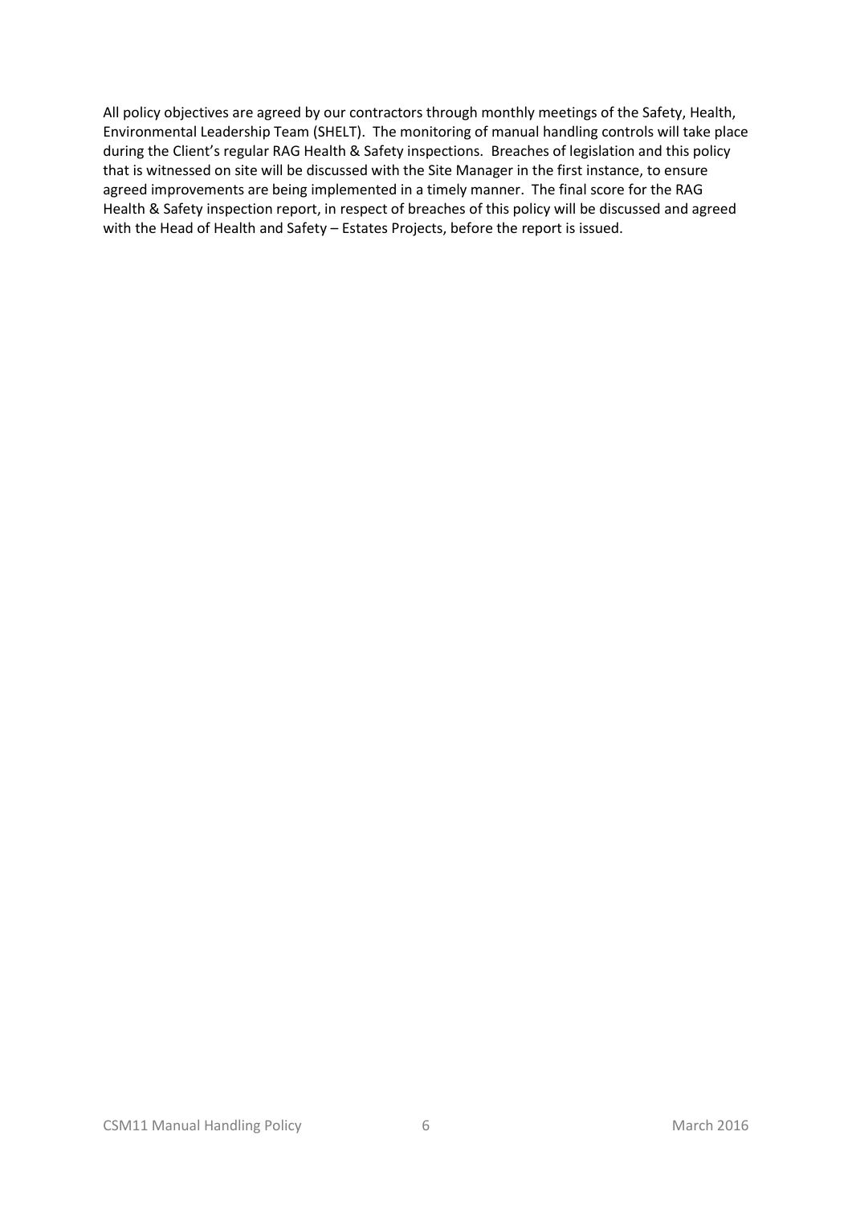All policy objectives are agreed by our contractors through monthly meetings of the Safety, Health, Environmental Leadership Team (SHELT). The monitoring of manual handling controls will take place during the Client's regular RAG Health & Safety inspections. Breaches of legislation and this policy that is witnessed on site will be discussed with the Site Manager in the first instance, to ensure agreed improvements are being implemented in a timely manner. The final score for the RAG Health & Safety inspection report, in respect of breaches of this policy will be discussed and agreed with the Head of Health and Safety – Estates Projects, before the report is issued.